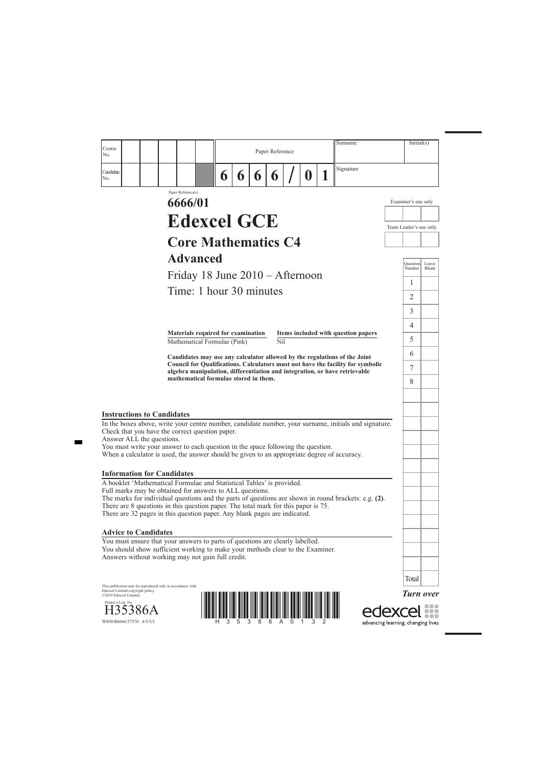| Centre No. | | | | | | Paper Reference | | | | | | | Surname | Initial(s) |
|---|---|---|---|---|---|---|---|---|---|---|---|---|---|---|
| Candidate No. | | | | | | 6 | 6 | 6 | 6 | / | 0 | 1 | Signature | |

Paper Reference(s)

# 6666/01

# Edexcel GCE

## Core Mathematics C4

## Advanced

Friday 18 June 2010 – Afternoon

Time: 1 hour 30 minutes

| Materials required for examination | Items included with question papers |
|---|---|
| Mathematical Formulae (Pink) | Nil |

**Candidates may use any calculator allowed by the regulations of the Joint Council for Qualifications. Calculators must not have the facility for symbolic algebra manipulation, differentiation and integration, or have retrievable mathematical formulae stored in them.**

Examiner's use only

Team Leader's use only

| Question Number | Leave Blank |
|---|---|
| 1 | |
| 2 | |
| 3 | |
| 4 | |
| 5 | |
| 6 | |
| 7 | |
| 8 | |
| Total | |

### Instructions to Candidates

In the boxes above, write your centre number, candidate number, your surname, initials and signature.
Check that you have the correct question paper.
Answer ALL the questions.
You must write your answer to each question in the space following the question.
When a calculator is used, the answer should be given to an appropriate degree of accuracy.

### Information for Candidates

A booklet 'Mathematical Formulae and Statistical Tables' is provided.
Full marks may be obtained for answers to ALL questions.
The marks for individual questions and the parts of questions are shown in round brackets: e.g. **(2)**.
There are 8 questions in this question paper. The total mark for this paper is 75.
There are 32 pages in this question paper. Any blank pages are indicated.

### Advice to Candidates

You must ensure that your answers to parts of questions are clearly labelled.
You should show sufficient working to make your methods clear to the Examiner.
Answers without working may not gain full credit.

This publication may be reproduced only in accordance with Edexcel Limited copyright policy.
©2010 Edexcel Limited.

Printer's Log. No.
H35386A
W850/R6666/57570 4/5/3/3

*Turn over*

edexcel
advancing learning, changing lives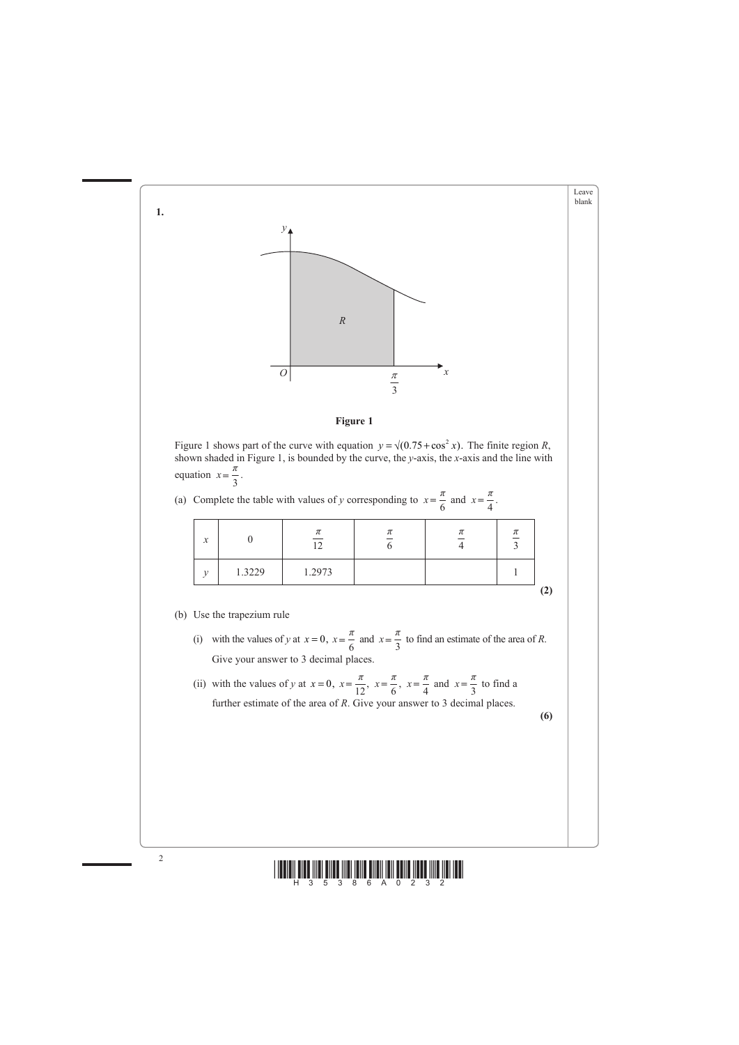**1.**

**Figure 1**

Figure 1 shows part of the curve with equation $y = \sqrt{(0.75 + \cos^2 x)}$. The finite region $R$, shown shaded in Figure 1, is bounded by the curve, the $y$-axis, the $x$-axis and the line with equation $x = \frac{\pi}{3}$.

(a) Complete the table with values of $y$ corresponding to $x = \frac{\pi}{6}$ and $x = \frac{\pi}{4}$.

| $x$ | $0$ | $\frac{\pi}{12}$ | $\frac{\pi}{6}$ | $\frac{\pi}{4}$ | $\frac{\pi}{3}$ |
|---|---|---|---|---|---|
| $y$ | 1.3229 | 1.2973 | | | 1 |

**(2)**

(b) Use the trapezium rule

(i) with the values of $y$ at $x = 0$, $x = \frac{\pi}{6}$ and $x = \frac{\pi}{3}$ to find an estimate of the area of $R$. Give your answer to 3 decimal places.

(ii) with the values of $y$ at $x = 0$, $x = \frac{\pi}{12}$, $x = \frac{\pi}{6}$, $x = \frac{\pi}{4}$ and $x = \frac{\pi}{3}$ to find a further estimate of the area of $R$. Give your answer to 3 decimal places.

**(6)**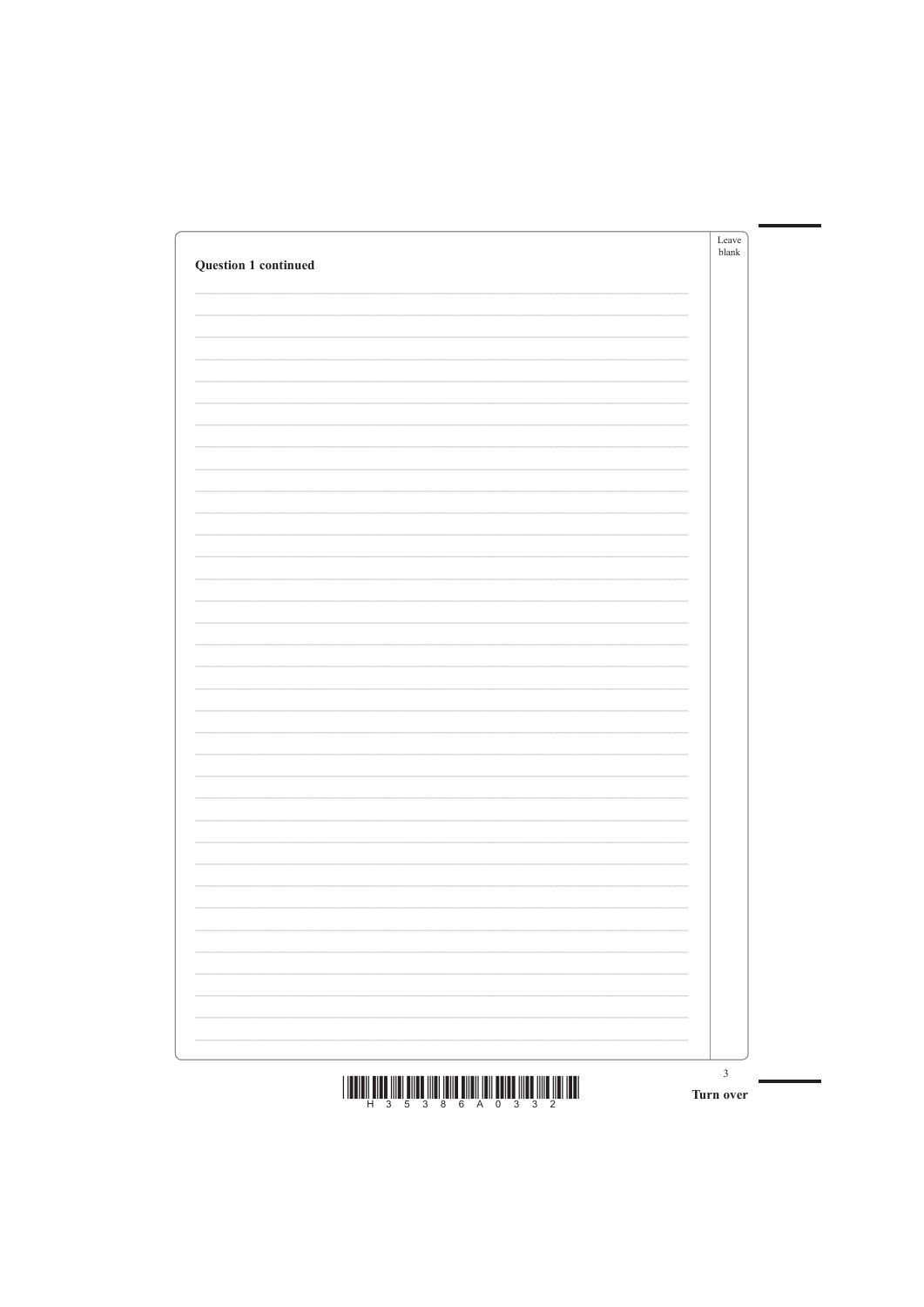**Question 1 continued**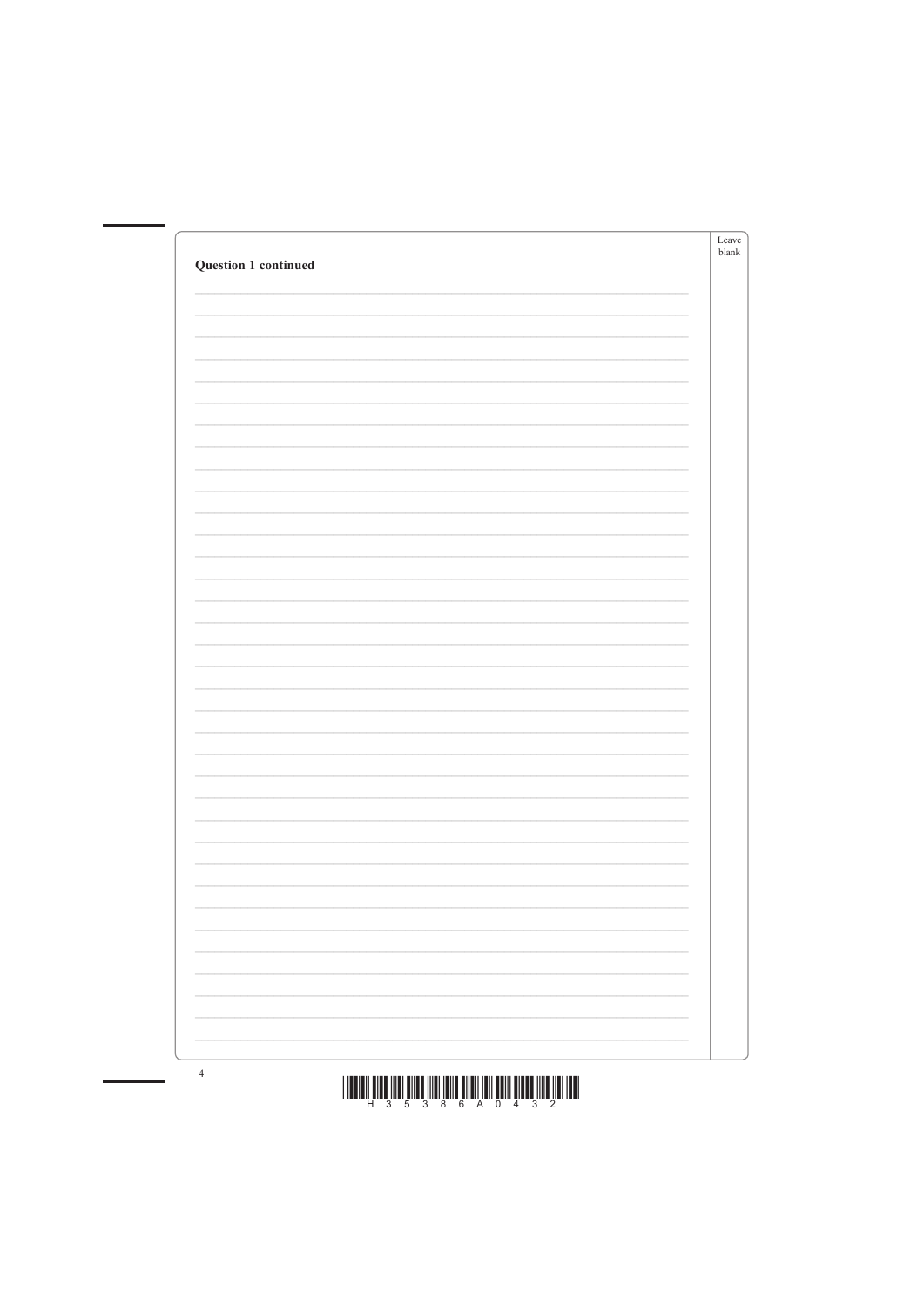**Question 1 continued**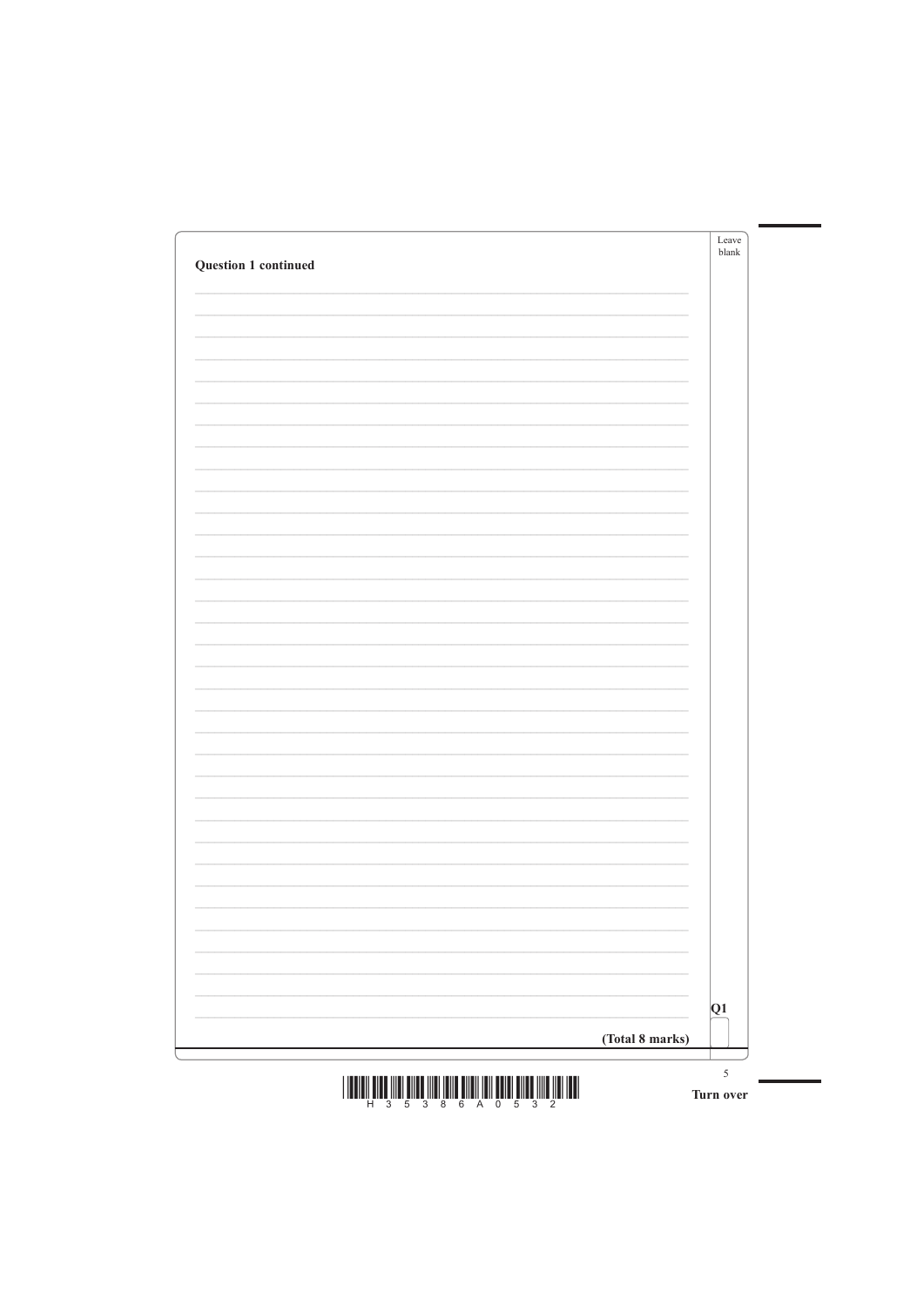**Question 1 continued**

Q1

**(Total 8 marks)**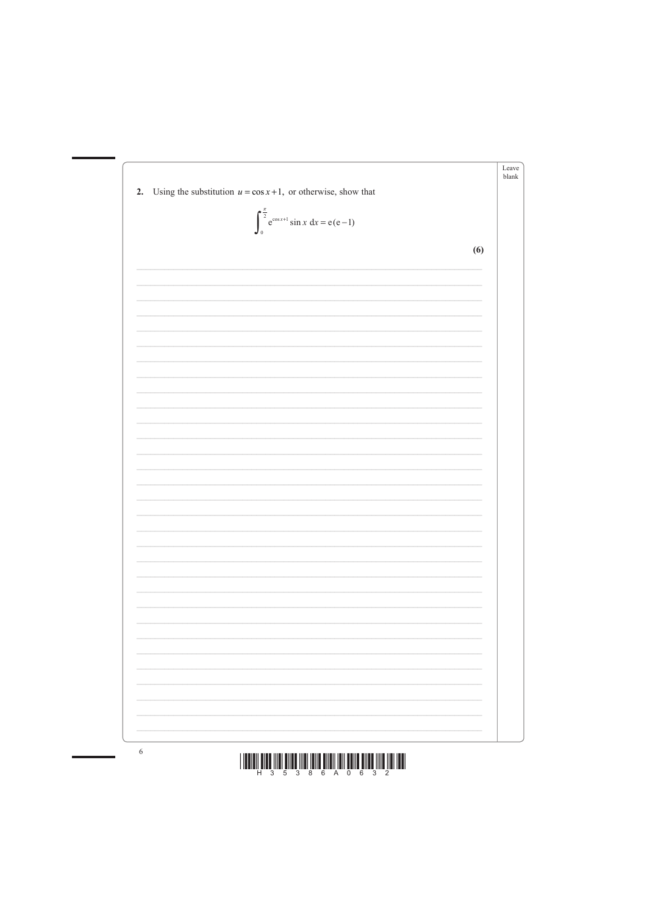**2.** Using the substitution $u = \cos x + 1$, or otherwise, show that

$$\int_0^{\frac{\pi}{2}} e^{\cos x + 1} \sin x \, dx = e(e - 1)$$

**(6)**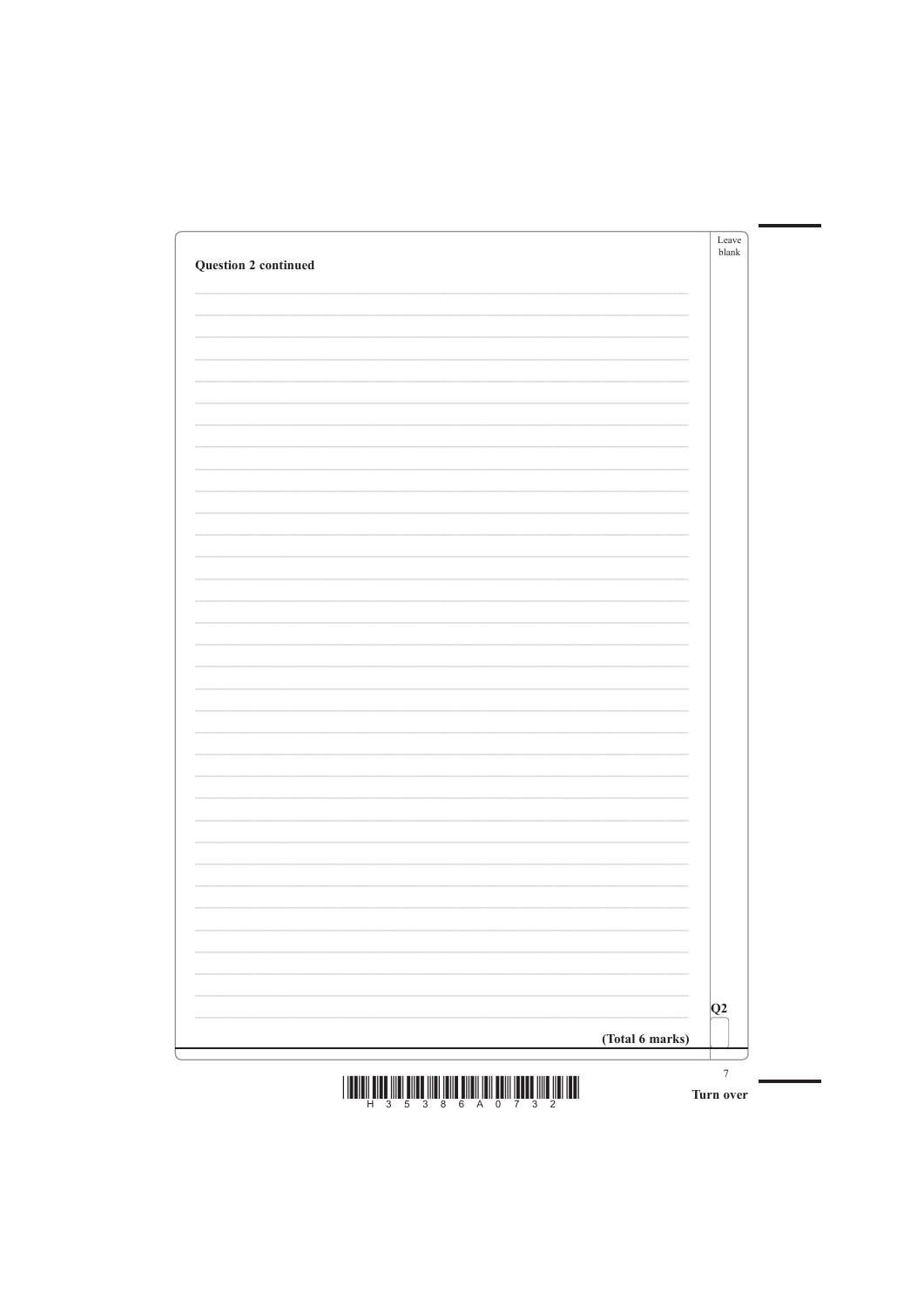**Question 2 continued**

**(Total 6 marks)**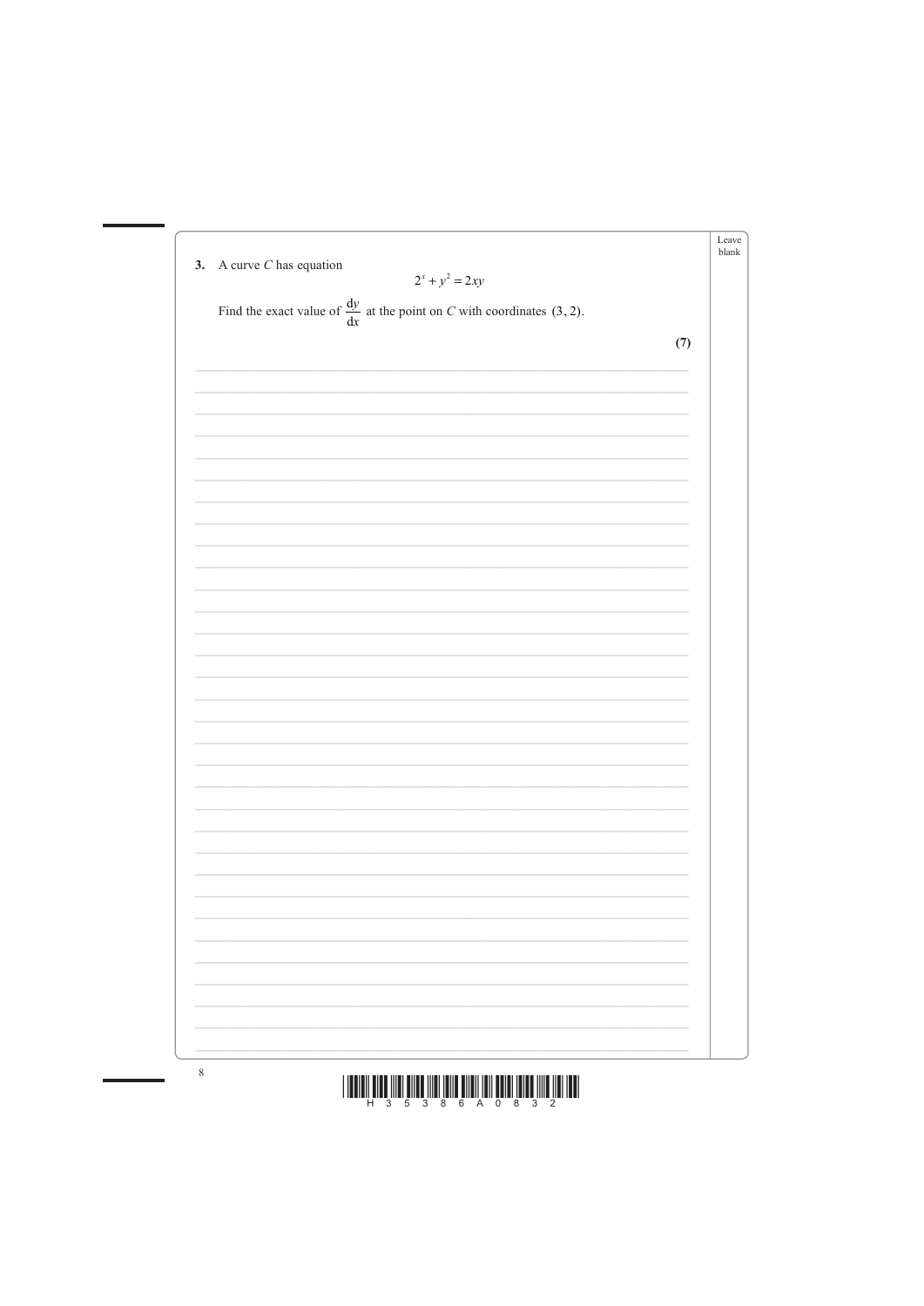3\. A curve $C$ has equation

$$2^x + y^2 = 2xy$$

Find the exact value of $\frac{dy}{dx}$ at the point on $C$ with coordinates $(3, 2)$.

**(7)**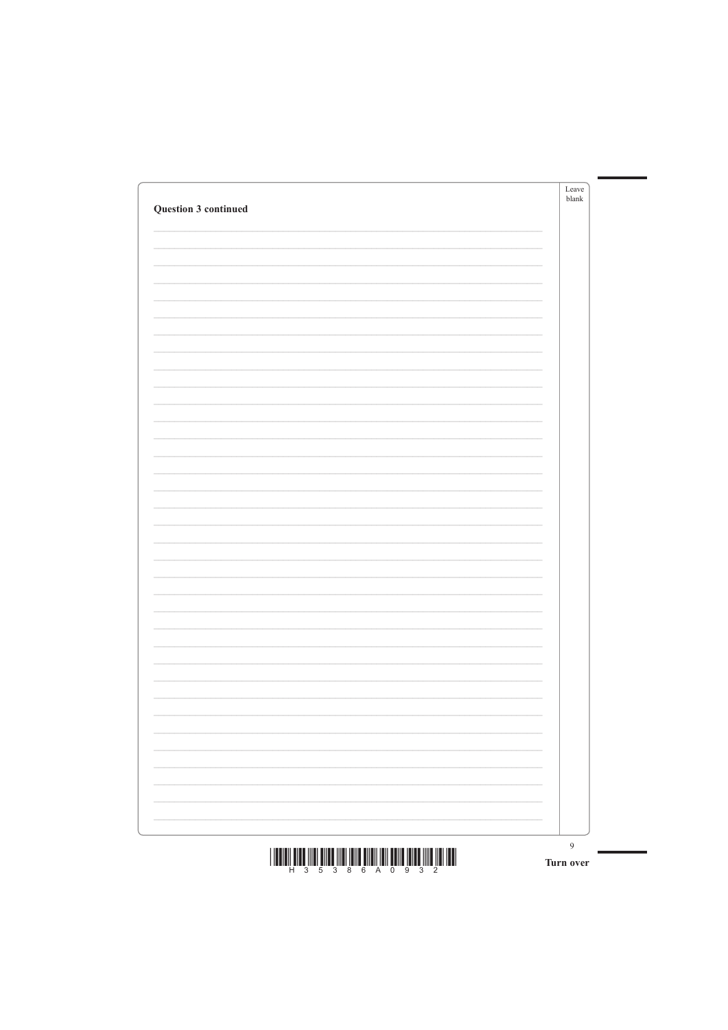**Question 3 continued**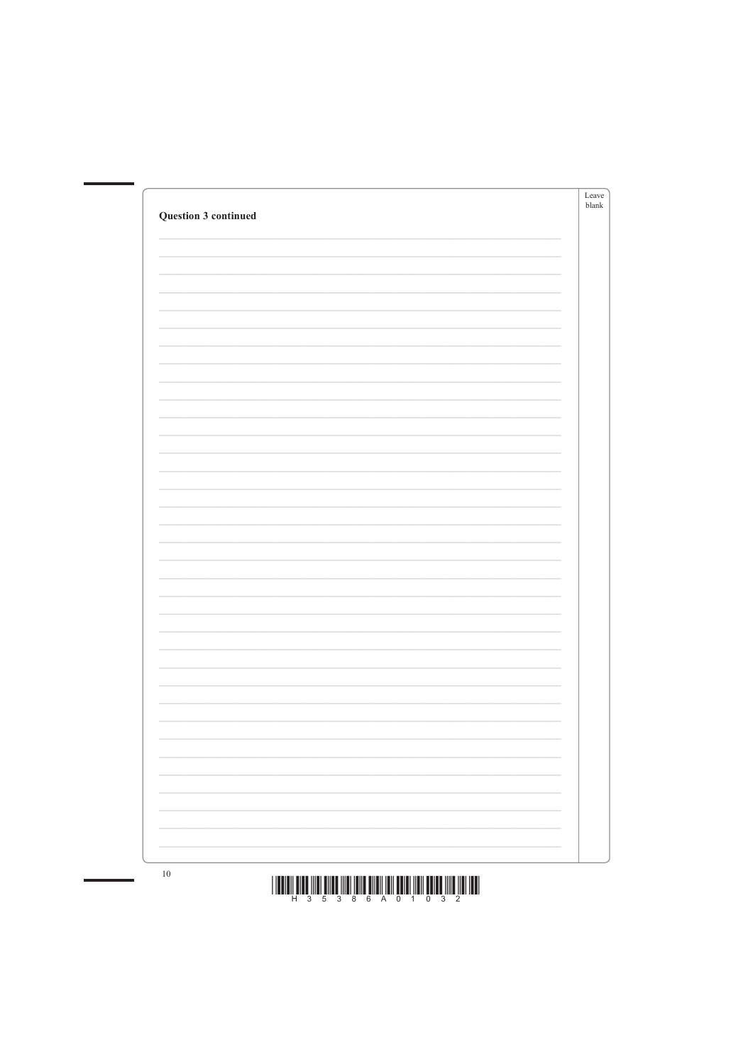**Question 3 continued**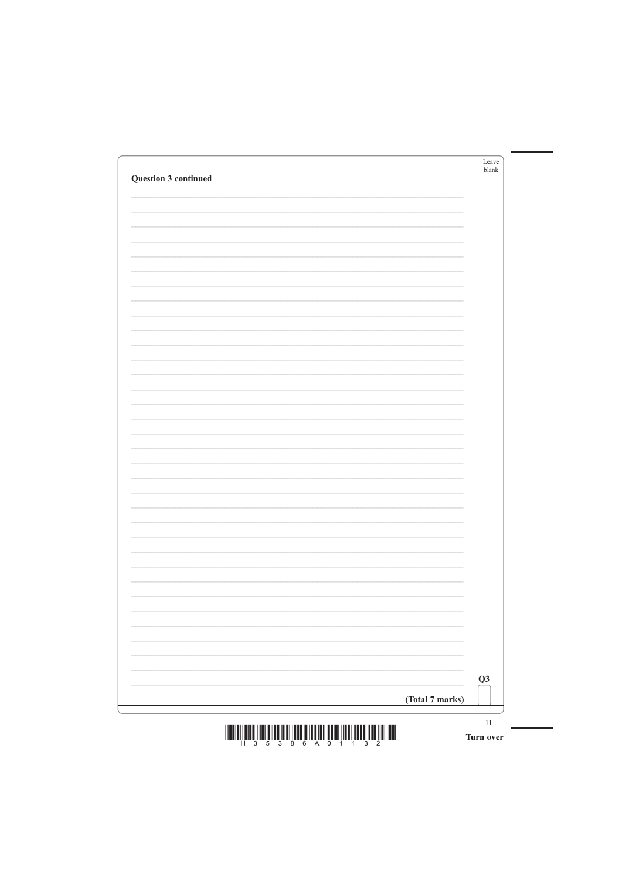**Question 3 continued**

Q3

**(Total 7 marks)**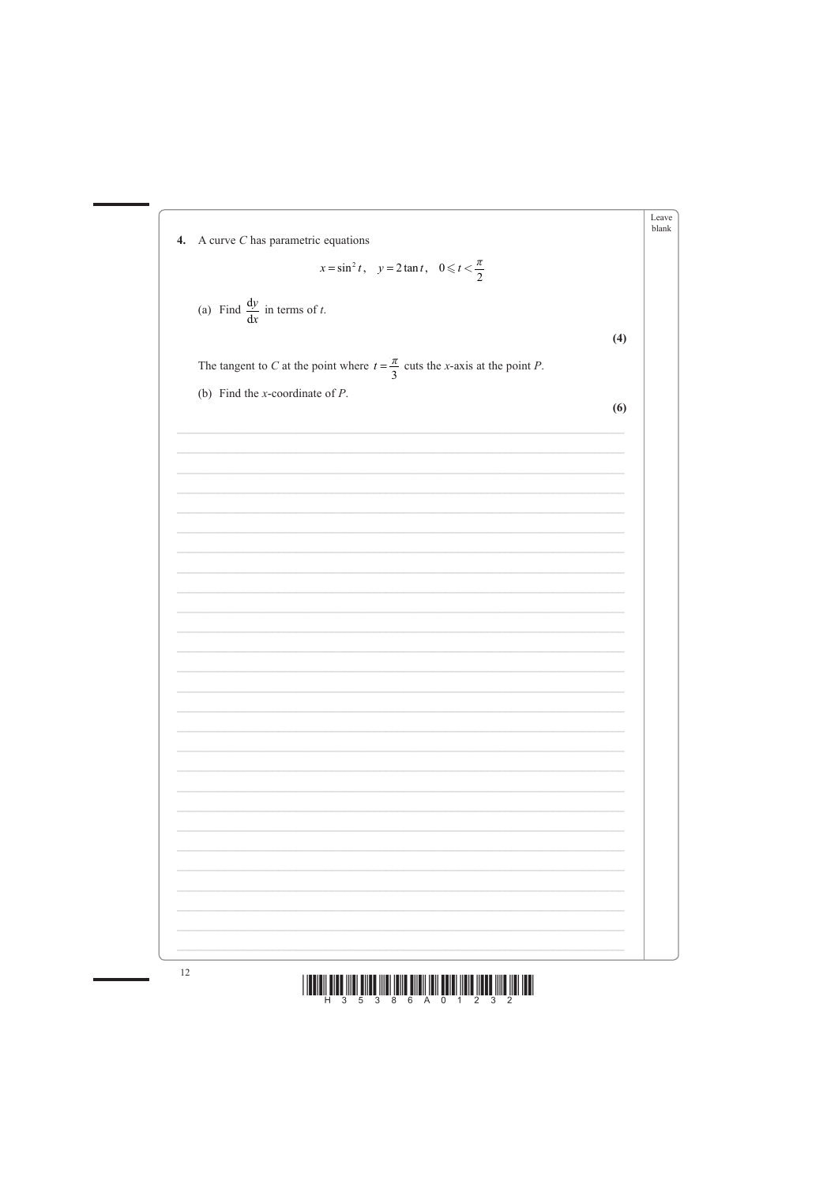**4.** A curve $C$ has parametric equations

$$x = \sin^2 t, \quad y = 2\tan t, \quad 0 \leqslant t < \frac{\pi}{2}$$

(a) Find $\frac{dy}{dx}$ in terms of $t$.

**(4)**

The tangent to $C$ at the point where $t = \frac{\pi}{3}$ cuts the $x$-axis at the point $P$.

(b) Find the $x$-coordinate of $P$.

**(6)**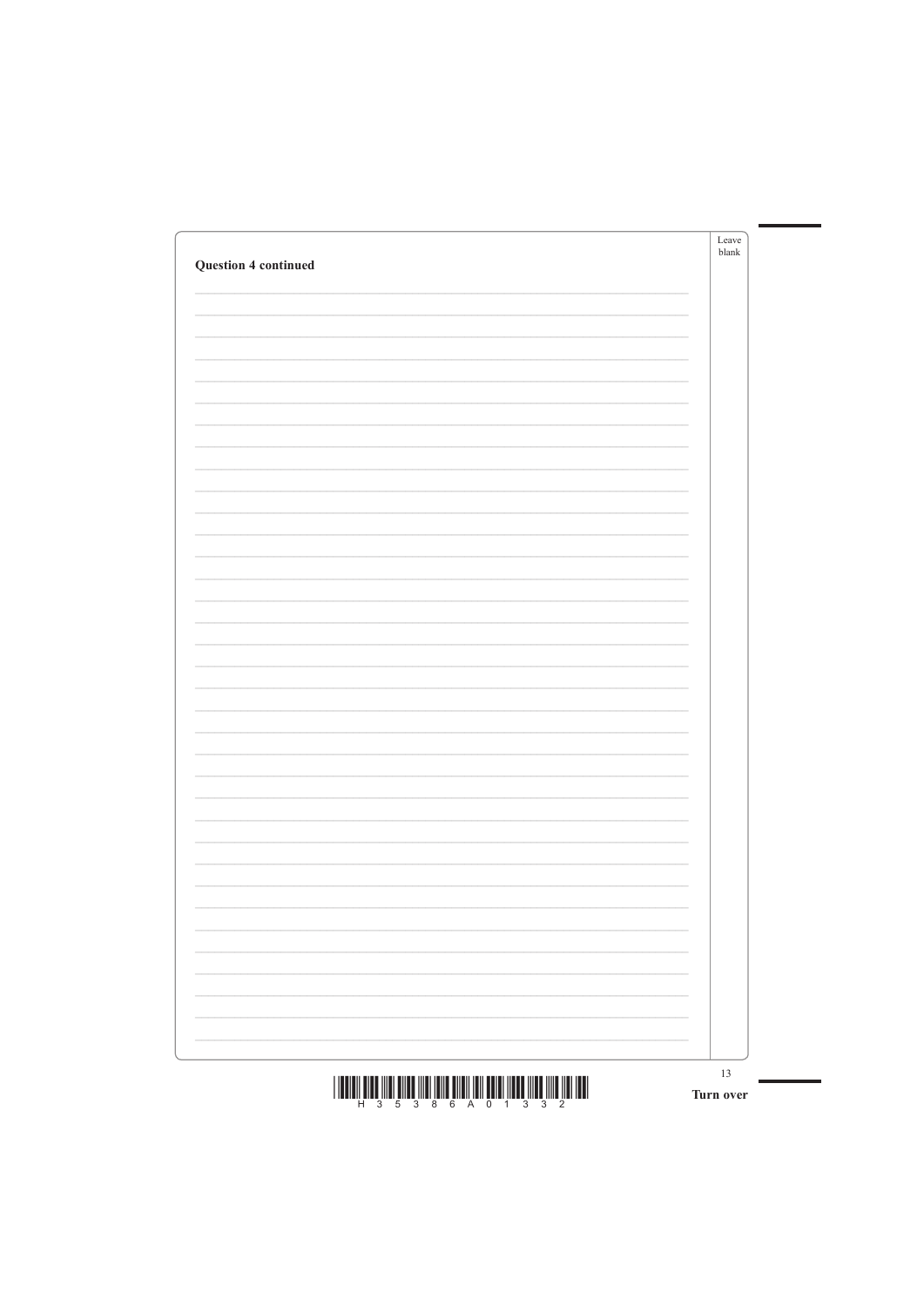**Question 4 continued**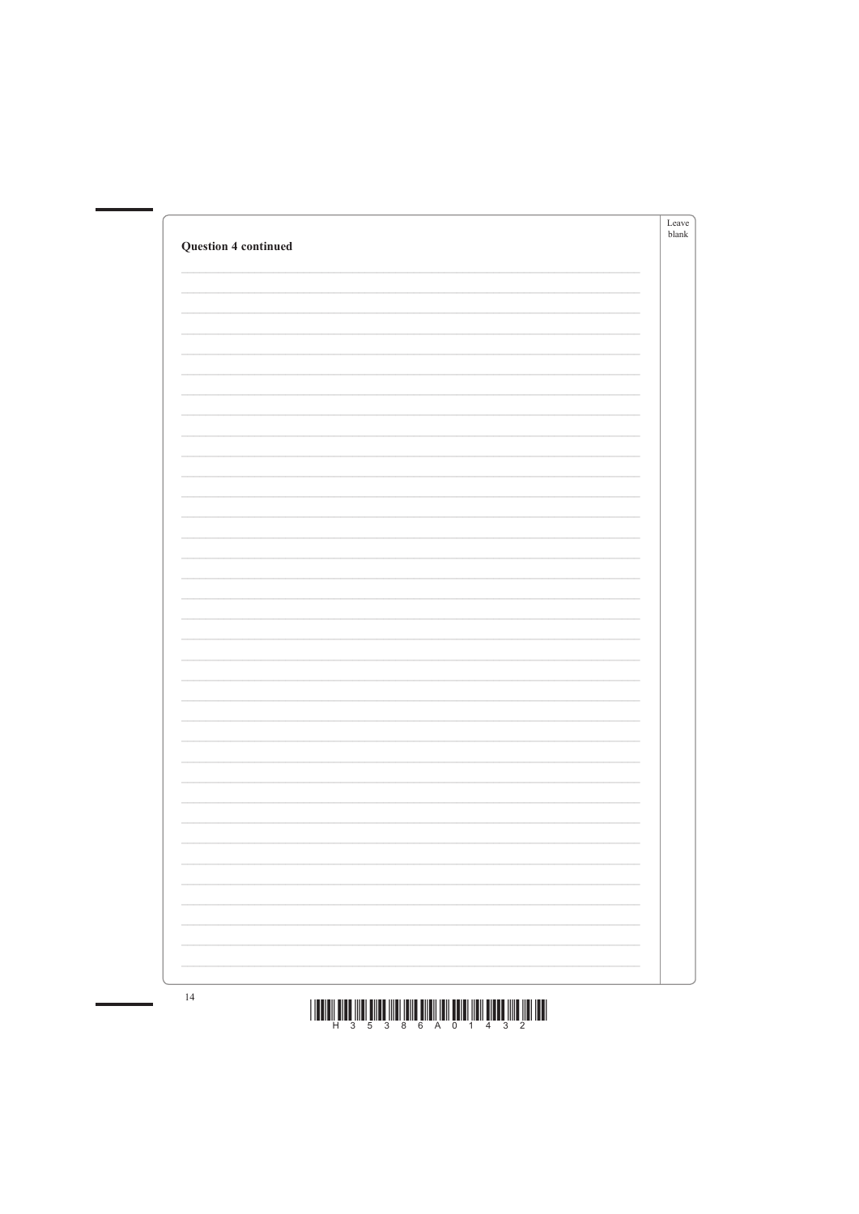**Question 4 continued**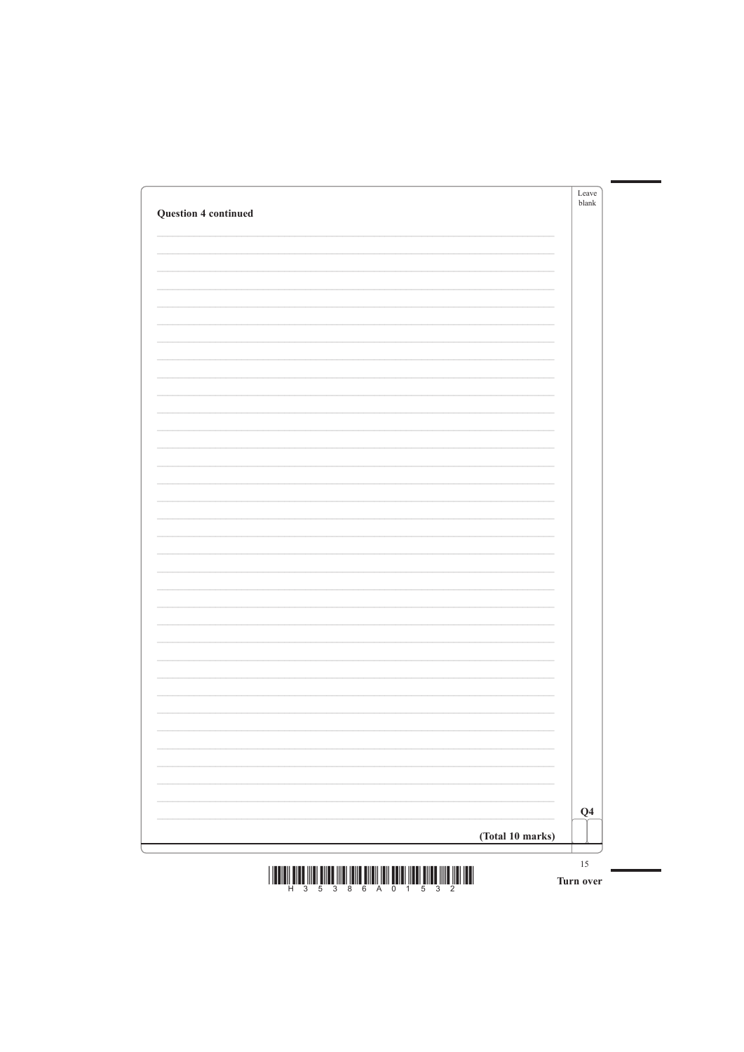**Question 4 continued**

**Q4**

**(Total 10 marks)**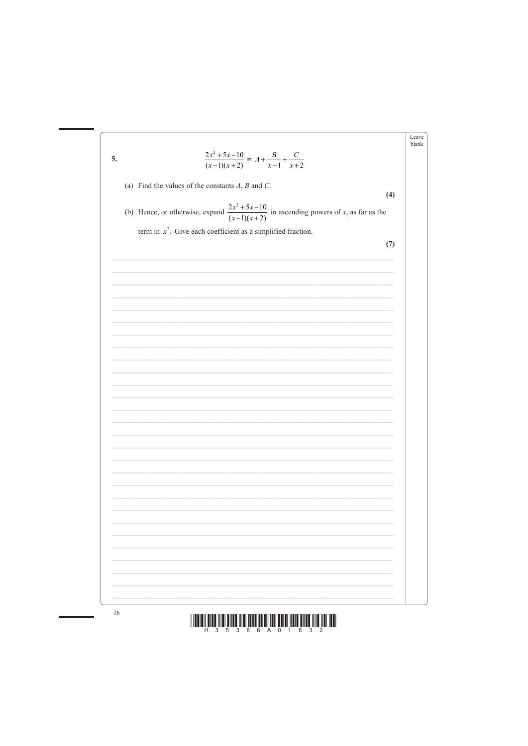**5.**

$$\frac{2x^2+5x-10}{(x-1)(x+2)} \equiv A + \frac{B}{x-1} + \frac{C}{x+2}$$

(a) Find the values of the constants $A$, $B$ and $C$.

**(4)**

(b) Hence, or otherwise, expand $\frac{2x^2+5x-10}{(x-1)(x+2)}$ in ascending powers of $x$, as far as the term in $x^2$. Give each coefficient as a simplified fraction.

**(7)**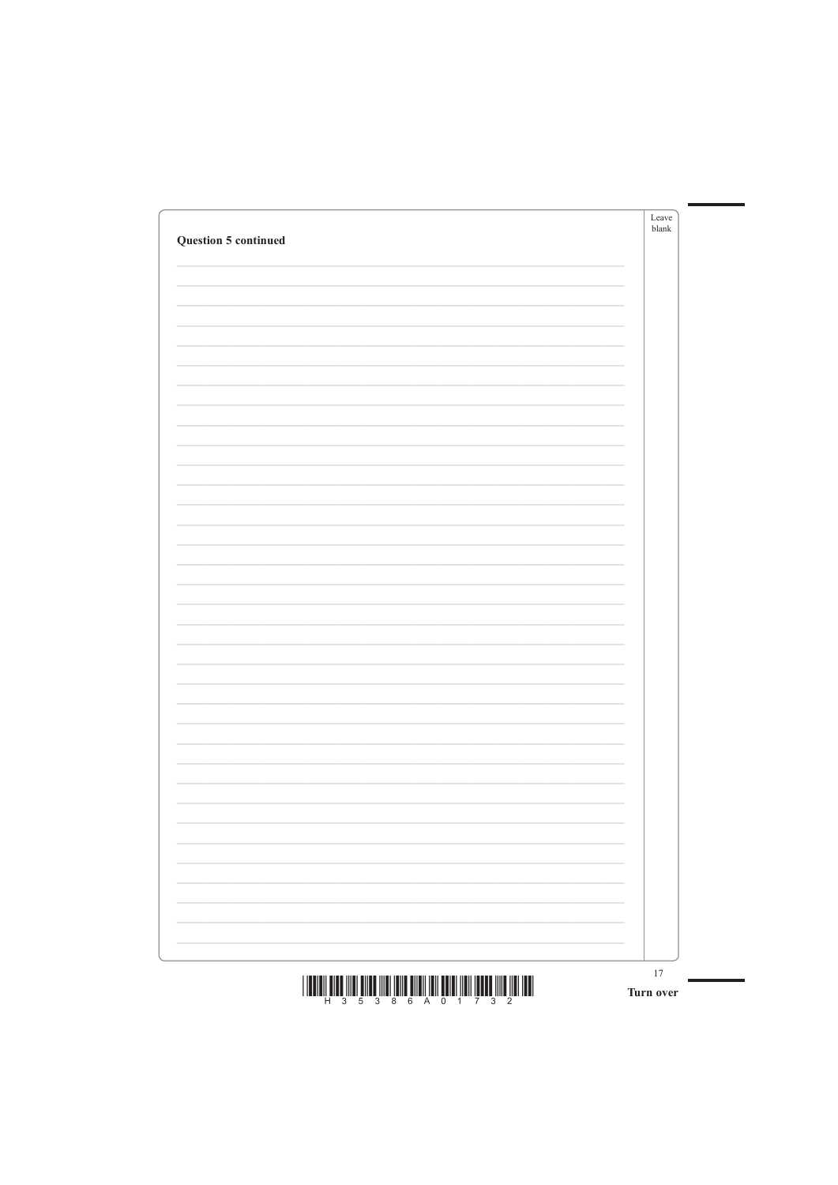**Question 5 continued**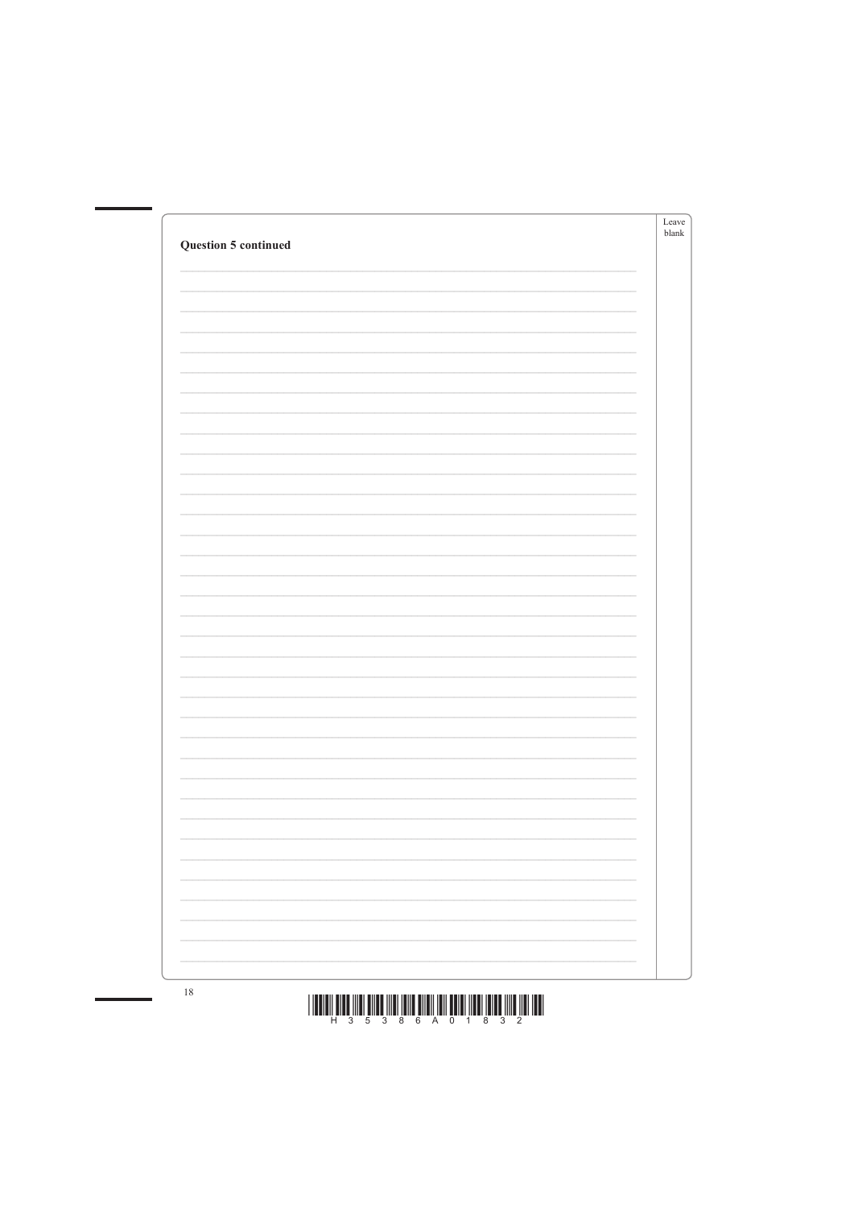**Question 5 continued**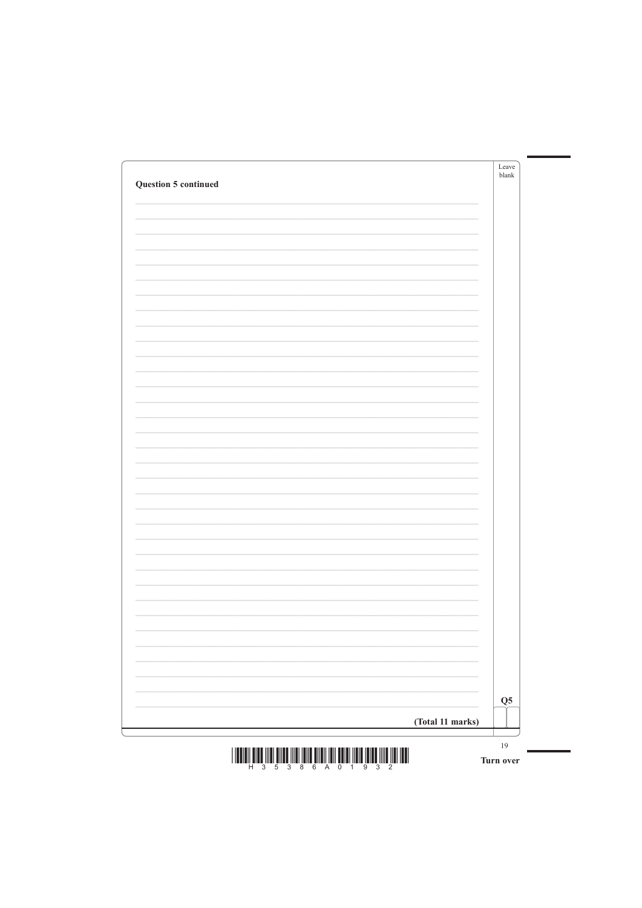**Question 5 continued**

Q5

**(Total 11 marks)**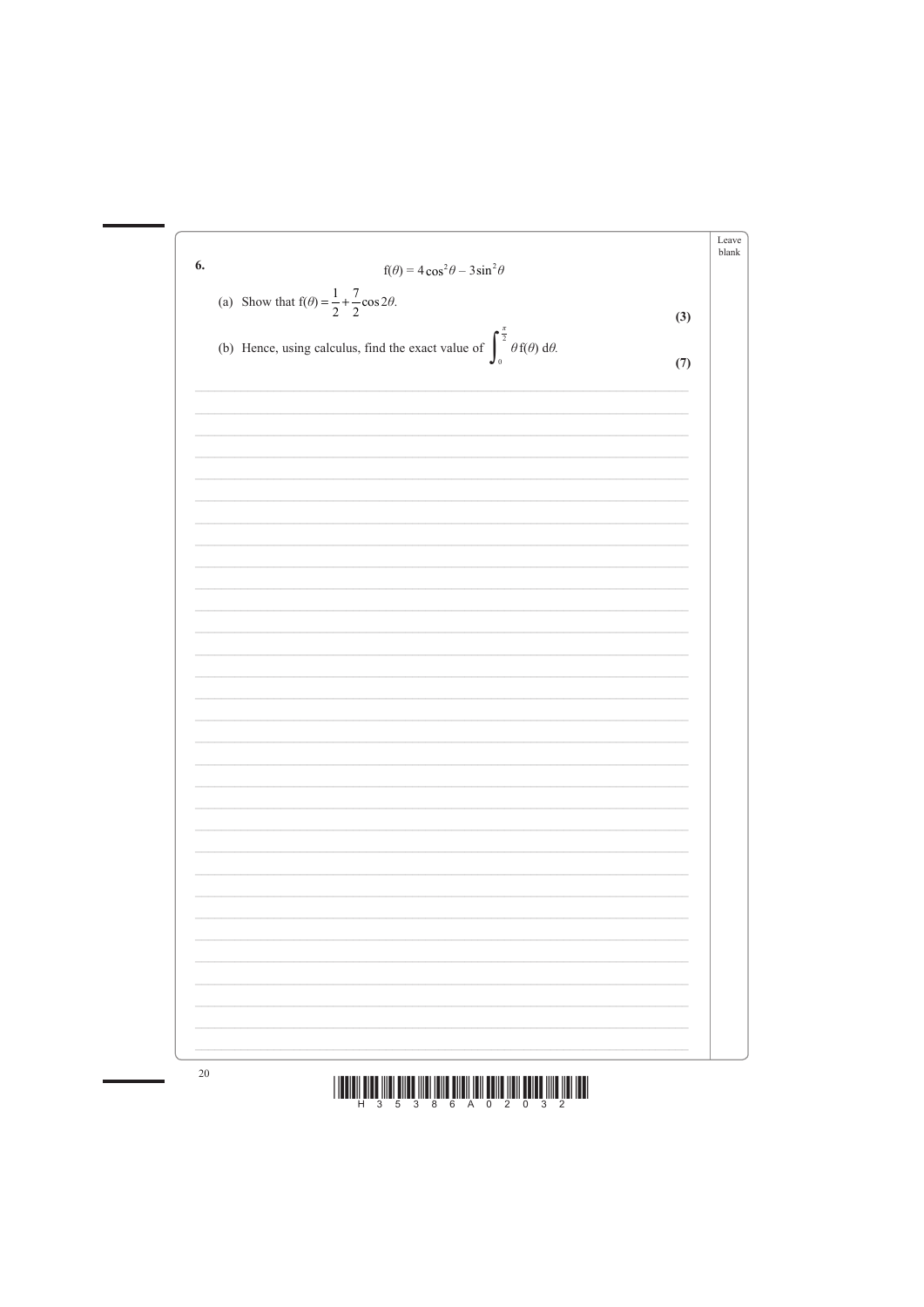**6.**

$$\mathrm{f}(\theta) = 4\cos^2\theta - 3\sin^2\theta$$

(a) Show that $\mathrm{f}(\theta) = \frac{1}{2} + \frac{7}{2}\cos 2\theta$.

**(3)**

(b) Hence, using calculus, find the exact value of $\int_0^{\frac{\pi}{2}} \theta\, \mathrm{f}(\theta)\, \mathrm{d}\theta$.

**(7)**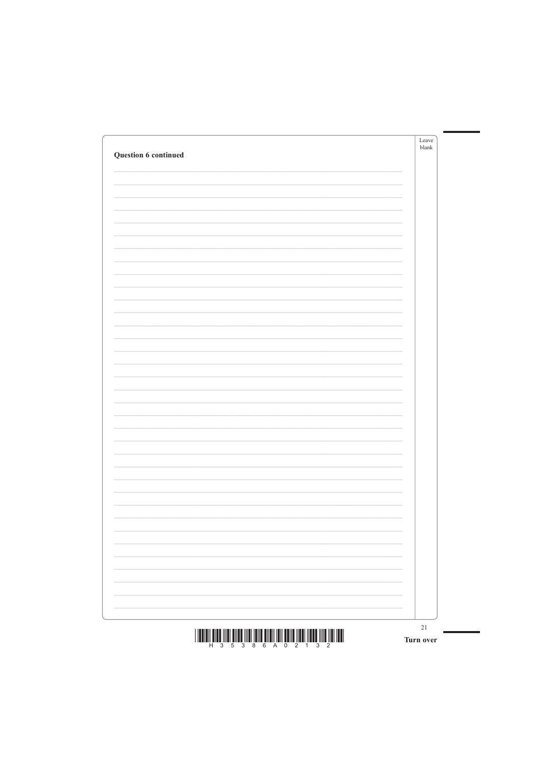**Question 6 continued**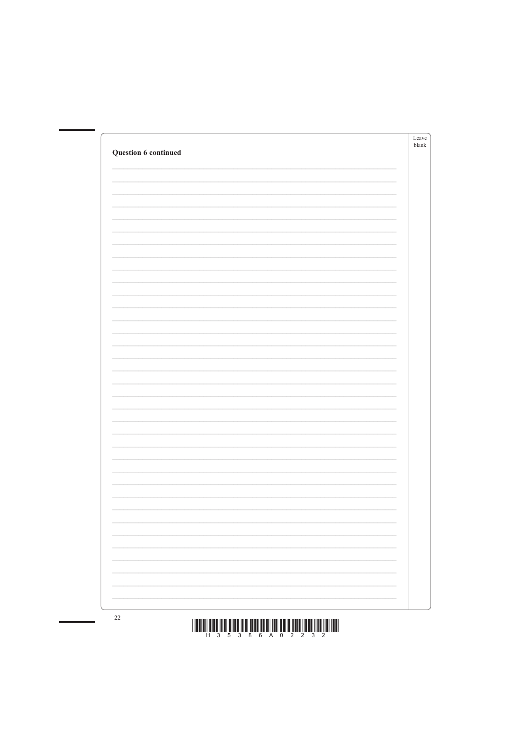**Question 6 continued**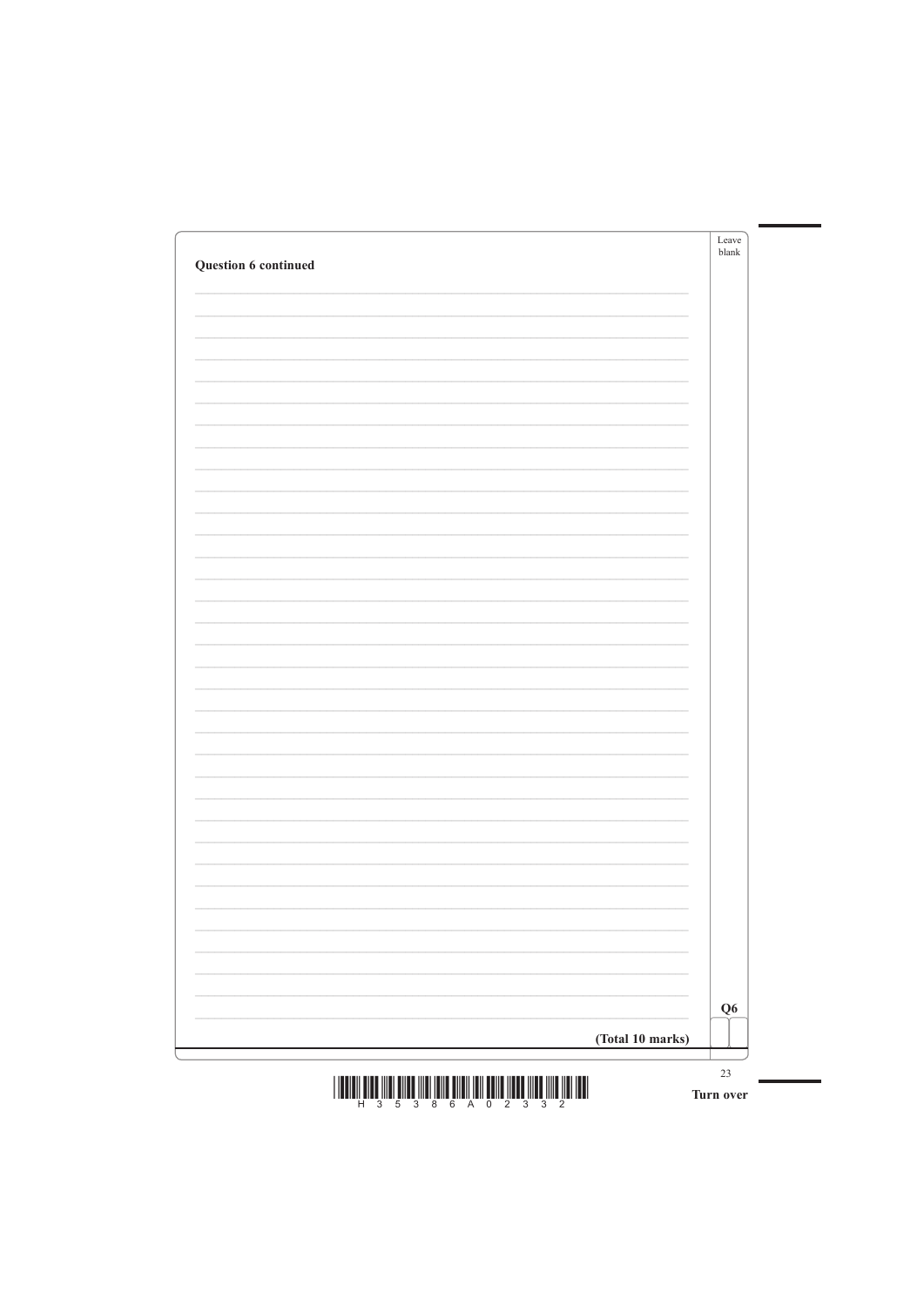**Question 6 continued**

**(Total 10 marks)**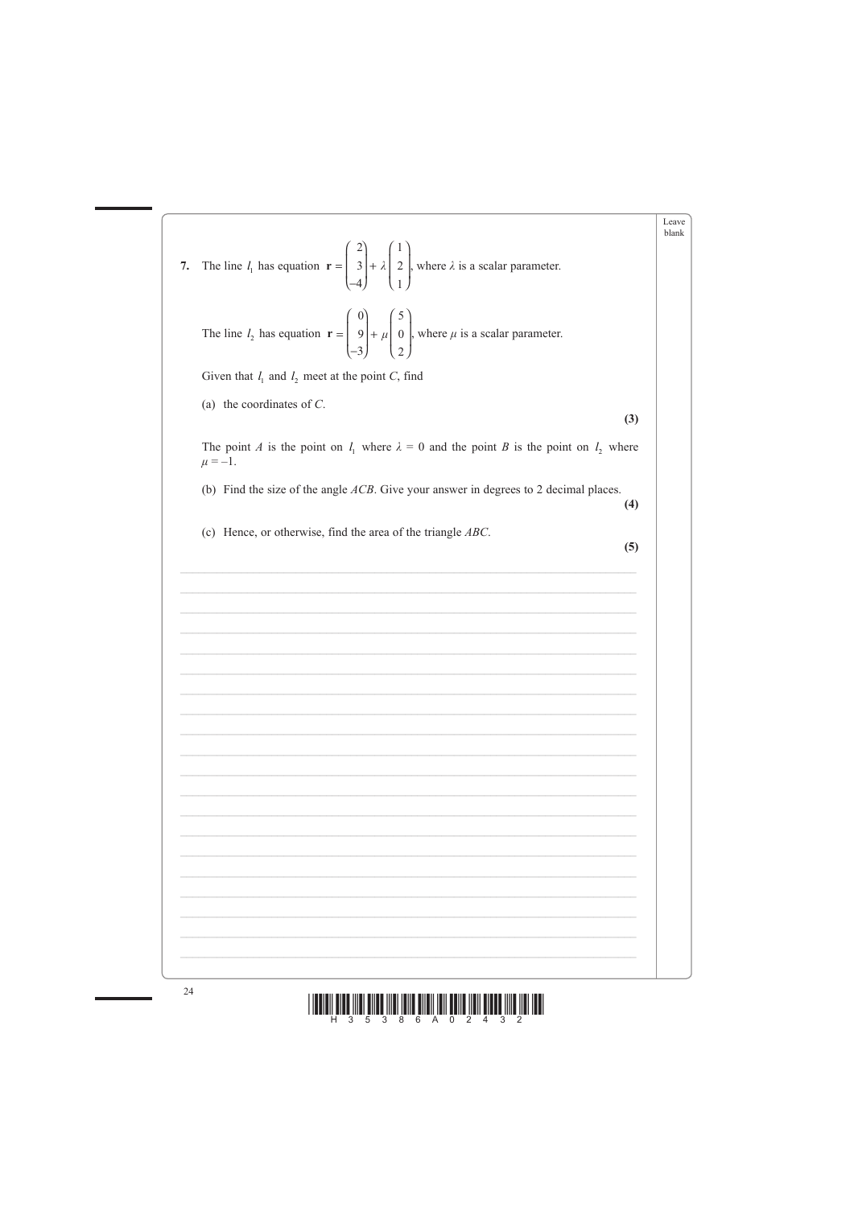**7.** The line $l_1$ has equation $\mathbf{r} = \begin{pmatrix} 2 \\ 3 \\ -4 \end{pmatrix} + \lambda \begin{pmatrix} 1 \\ 2 \\ 1 \end{pmatrix}$, where $\lambda$ is a scalar parameter.

The line $l_2$ has equation $\mathbf{r} = \begin{pmatrix} 0 \\ 9 \\ -3 \end{pmatrix} + \mu \begin{pmatrix} 5 \\ 0 \\ 2 \end{pmatrix}$, where $\mu$ is a scalar parameter.

Given that $l_1$ and $l_2$ meet at the point $C$, find

(a) the coordinates of $C$.
**(3)**

The point $A$ is the point on $l_1$ where $\lambda = 0$ and the point $B$ is the point on $l_2$ where $\mu = -1$.

(b) Find the size of the angle $ACB$. Give your answer in degrees to 2 decimal places.
**(4)**

(c) Hence, or otherwise, find the area of the triangle $ABC$.
**(5)**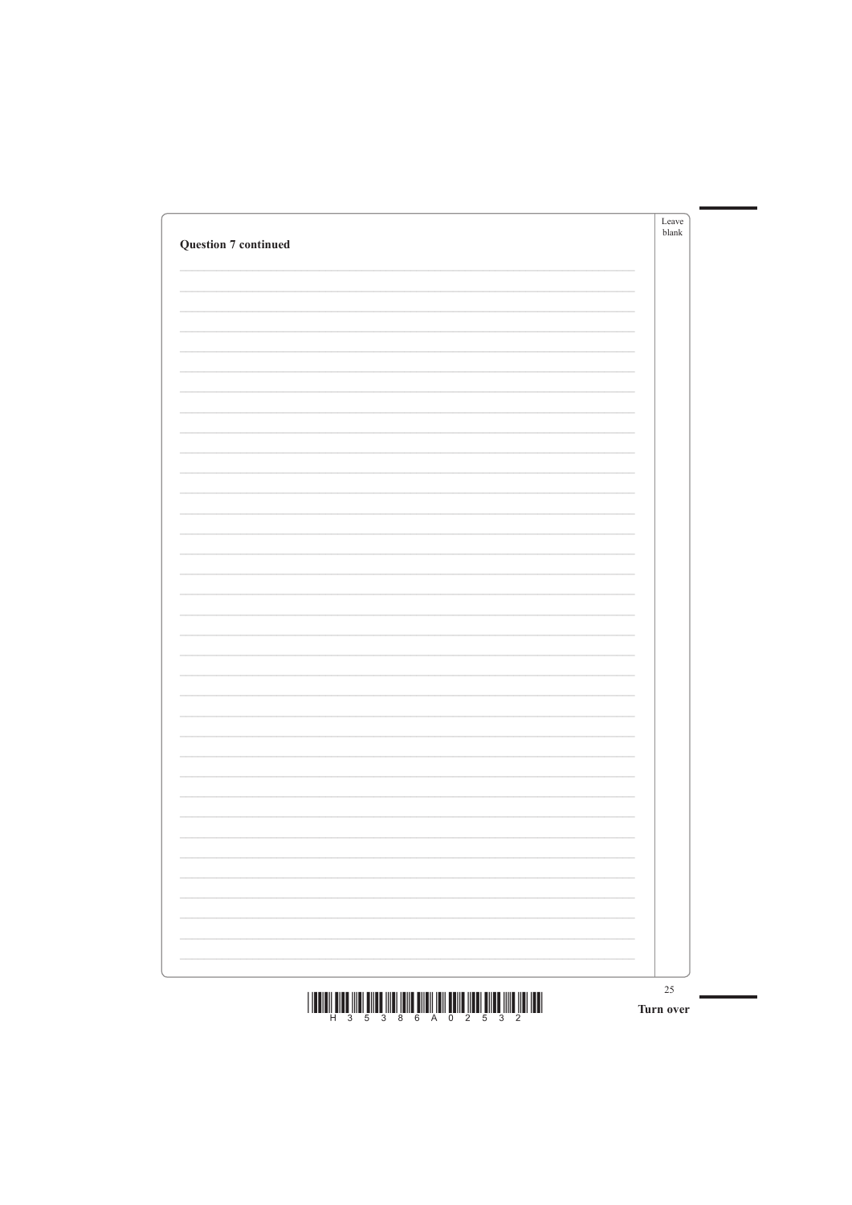**Question 7 continued**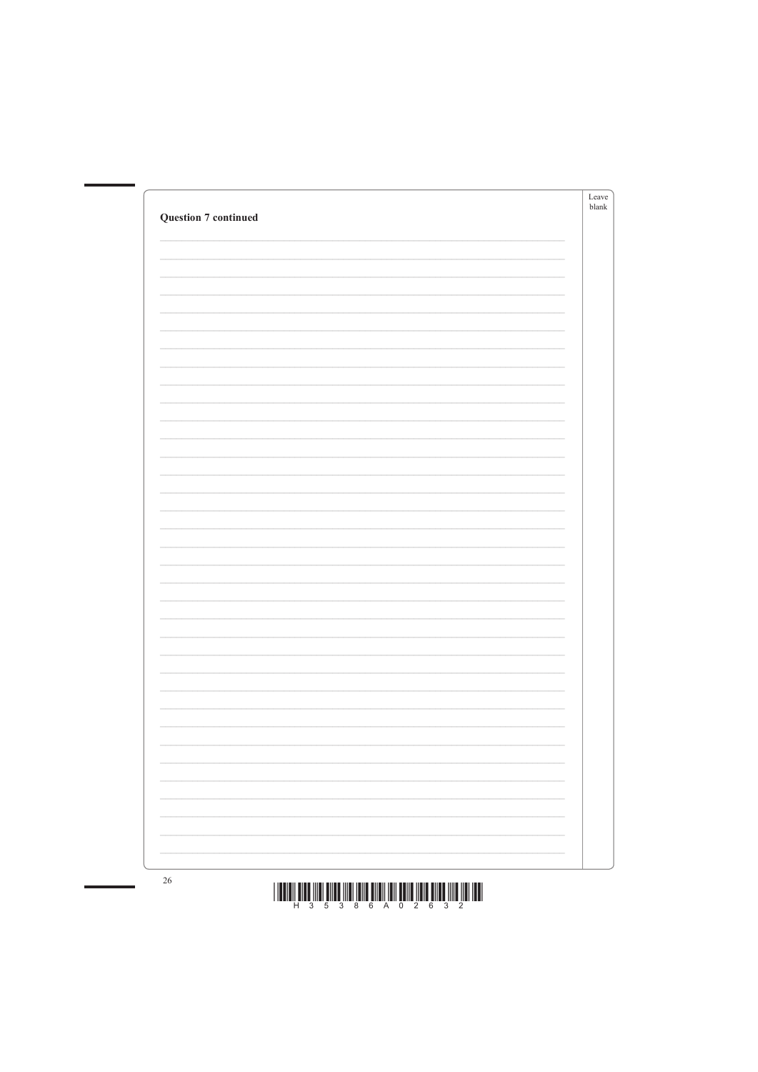**Question 7 continued**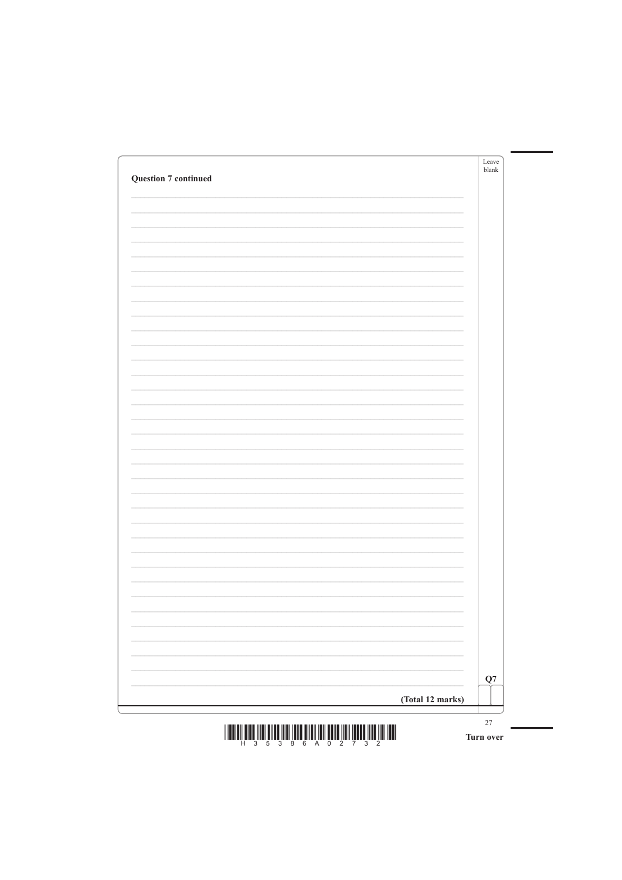**Question 7 continued**

Q7

**(Total 12 marks)**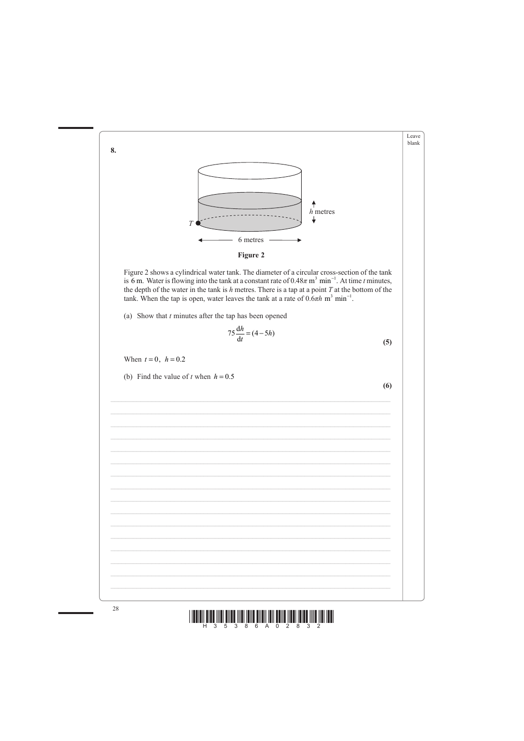**8.**

Figure 2

Figure 2 shows a cylindrical water tank. The diameter of a circular cross-section of the tank is 6 m. Water is flowing into the tank at a constant rate of $0.48\pi$ m$^3$ min$^{-1}$. At time $t$ minutes, the depth of the water in the tank is $h$ metres. There is a tap at a point $T$ at the bottom of the tank. When the tap is open, water leaves the tank at a rate of $0.6\pi h$ m$^3$ min$^{-1}$.

(a) Show that $t$ minutes after the tap has been opened

$$75\frac{\mathrm{d}h}{\mathrm{d}t} = (4 - 5h)$$

**(5)**

When $t = 0$, $h = 0.2$

(b) Find the value of $t$ when $h = 0.5$

**(6)**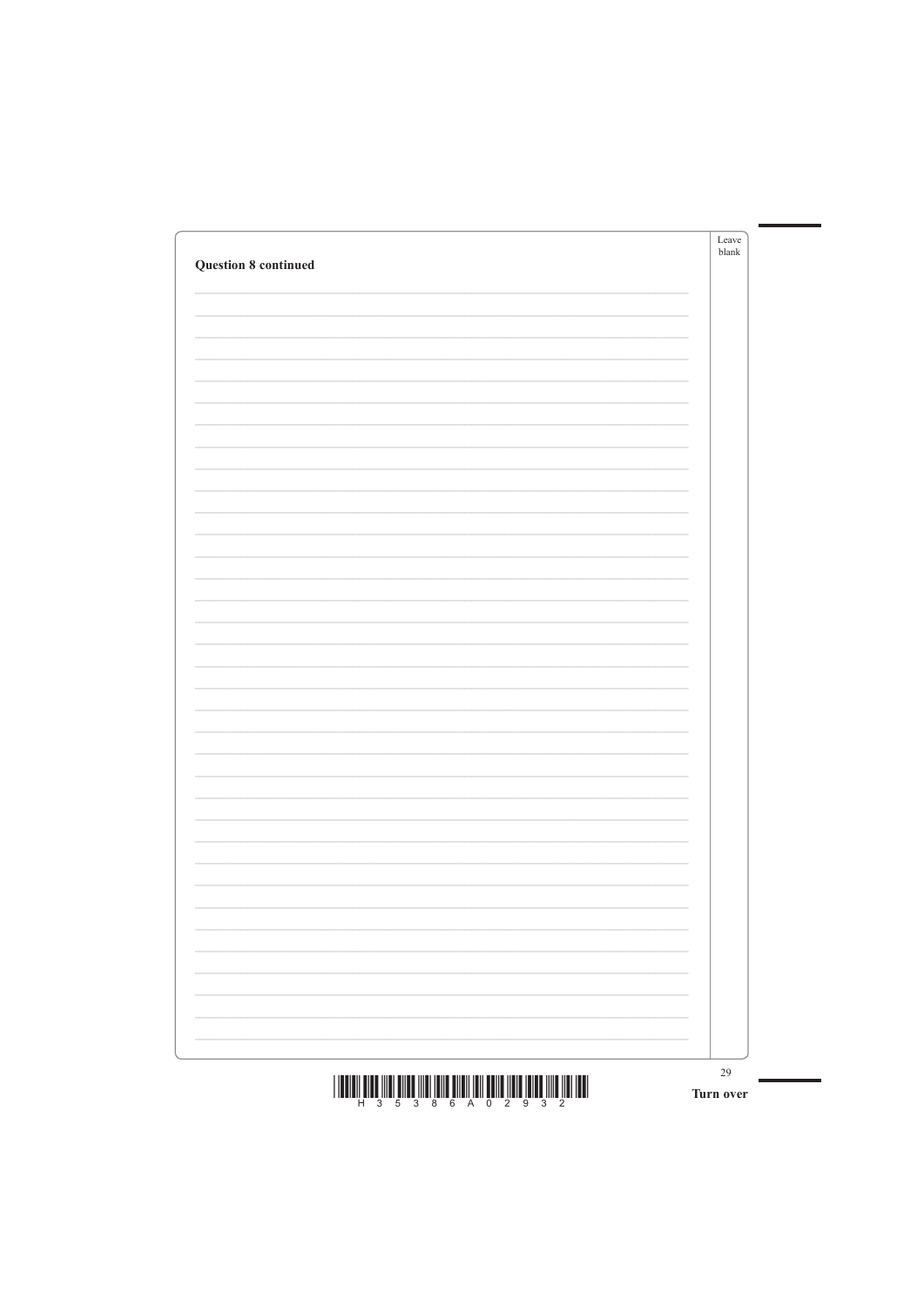**Question 8 continued**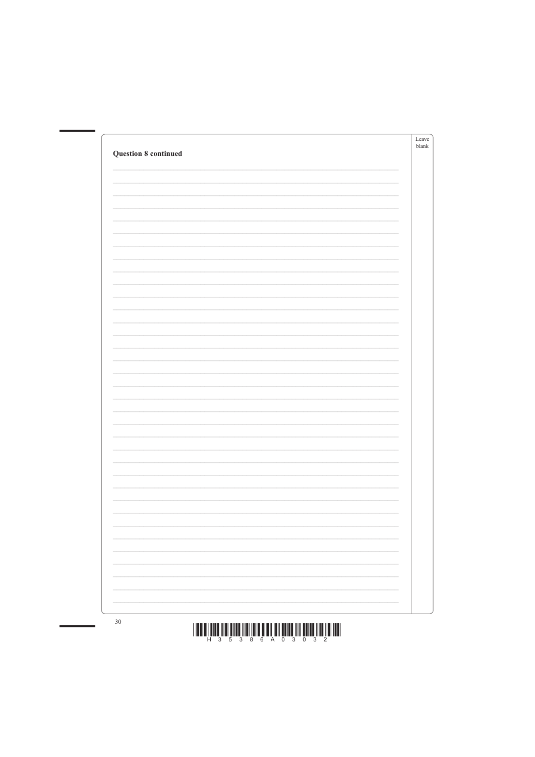**Question 8 continued**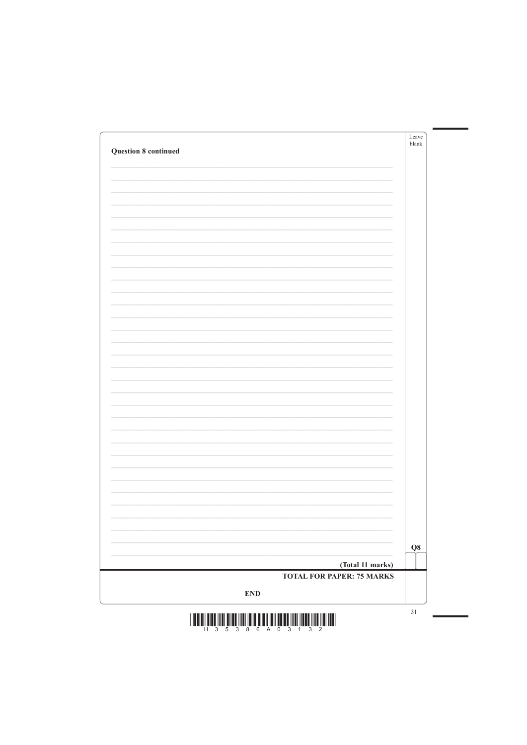**Question 8 continued**

**(Total 11 marks)**

**TOTAL FOR PAPER: 75 MARKS**

**END**